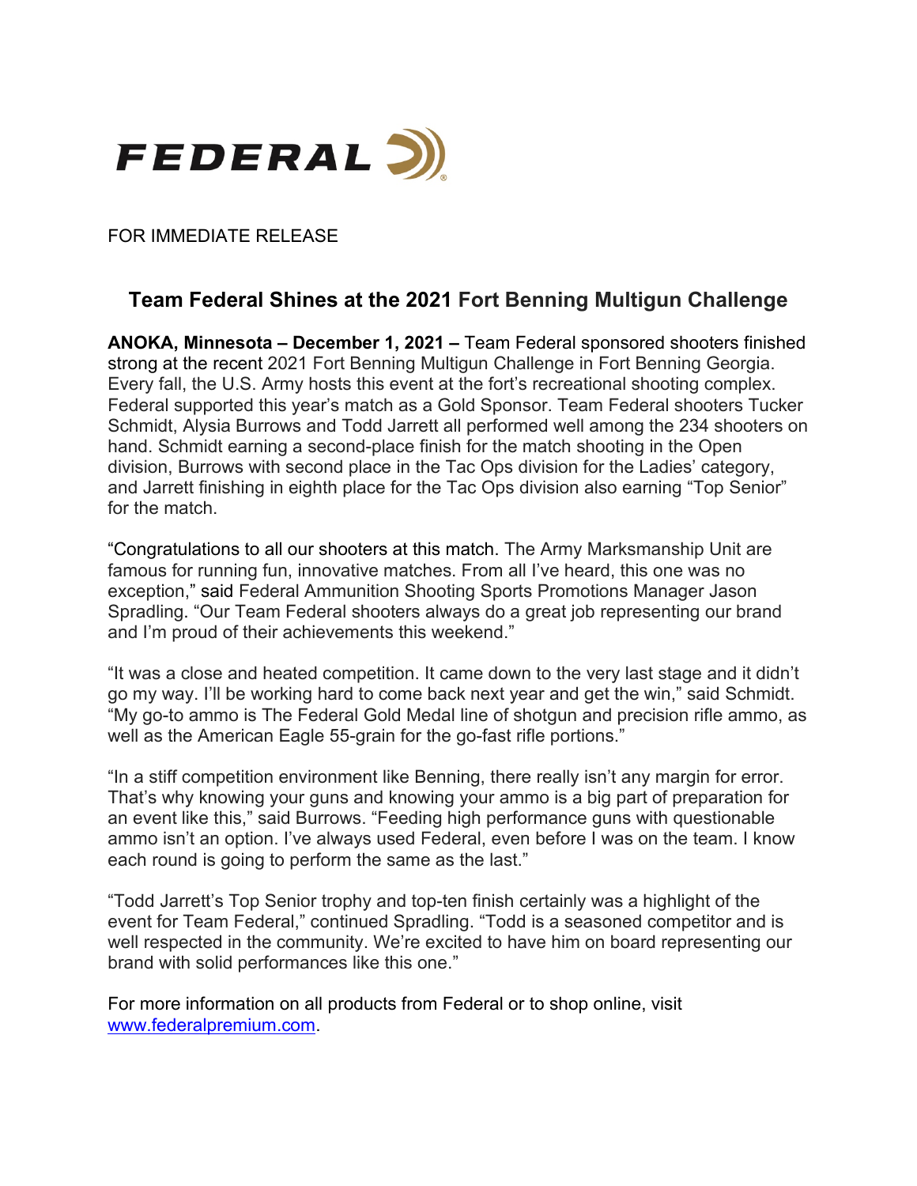FEDERAL

FOR IMMEDIATE RELEASE

## Team Federal Shines at the 2021 Fort Benning Multigun Challenge

**ANOKA, Minnesota – December 1, 2021 –** Team Federal sponsored shooters finished strong at the recent 2021 Fort Benning Multigun Challenge in Fort Benning Georgia. Every fall, the U.S. Army hosts this event at the fort's recreational shooting complex. Federal supported this year's match as a Gold Sponsor. Team Federal shooters Tucker Schmidt, Alysia Burrows and Todd Jarrett all performed well among the 234 shooters on hand. Schmidt earning a second-place finish for the match shooting in the Open division, Burrows with second place in the Tac Ops division for the Ladies' category, and Jarrett finishing in eighth place for the Tac Ops division also earning "Top Senior" for the match.

"Congratulations to all our shooters at this match. The Army Marksmanship Unit are famous for running fun, innovative matches. From all I've heard, this one was no exception," said Federal Ammunition Shooting Sports Promotions Manager Jason Spradling. "Our Team Federal shooters always do a great job representing our brand and I'm proud of their achievements this weekend."

"It was a close and heated competition. It came down to the very last stage and it didn't go my way. I'll be working hard to come back next year and get the win," said Schmidt. "My go-to ammo is The Federal Gold Medal line of shotgun and precision rifle ammo, as well as the American Eagle 55-grain for the go-fast rifle portions."

"In a stiff competition environment like Benning, there really isn't any margin for error. That's why knowing your guns and knowing your ammo is a big part of preparation for an event like this," said Burrows. "Feeding high performance guns with questionable ammo isn't an option. I've always used Federal, even before I was on the team. I know each round is going to perform the same as the last."

"Todd Jarrett's Top Senior trophy and top-ten finish certainly was a highlight of the event for Team Federal," continued Spradling. "Todd is a seasoned competitor and is well respected in the community. We're excited to have him on board representing our brand with solid performances like this one."

For more information on all products from Federal or to shop online, visit [www.federalpremium.com](http://www.federalpremium.com).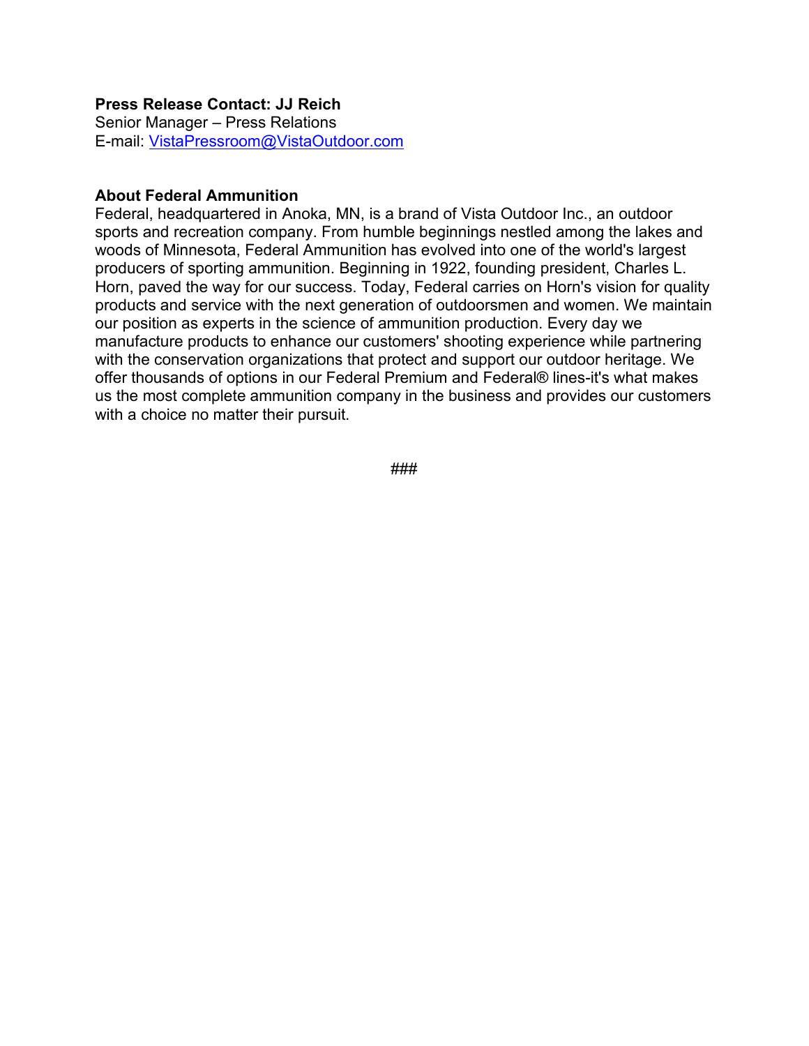**Press Release Contact: JJ Reich**
Senior Manager – Press Relations
E-mail: VistaPressroom@VistaOutdoor.com

**About Federal Ammunition**
Federal, headquartered in Anoka, MN, is a brand of Vista Outdoor Inc., an outdoor sports and recreation company. From humble beginnings nestled among the lakes and woods of Minnesota, Federal Ammunition has evolved into one of the world's largest producers of sporting ammunition. Beginning in 1922, founding president, Charles L. Horn, paved the way for our success. Today, Federal carries on Horn's vision for quality products and service with the next generation of outdoorsmen and women. We maintain our position as experts in the science of ammunition production. Every day we manufacture products to enhance our customers' shooting experience while partnering with the conservation organizations that protect and support our outdoor heritage. We offer thousands of options in our Federal Premium and Federal® lines-it's what makes us the most complete ammunition company in the business and provides our customers with a choice no matter their pursuit.

###